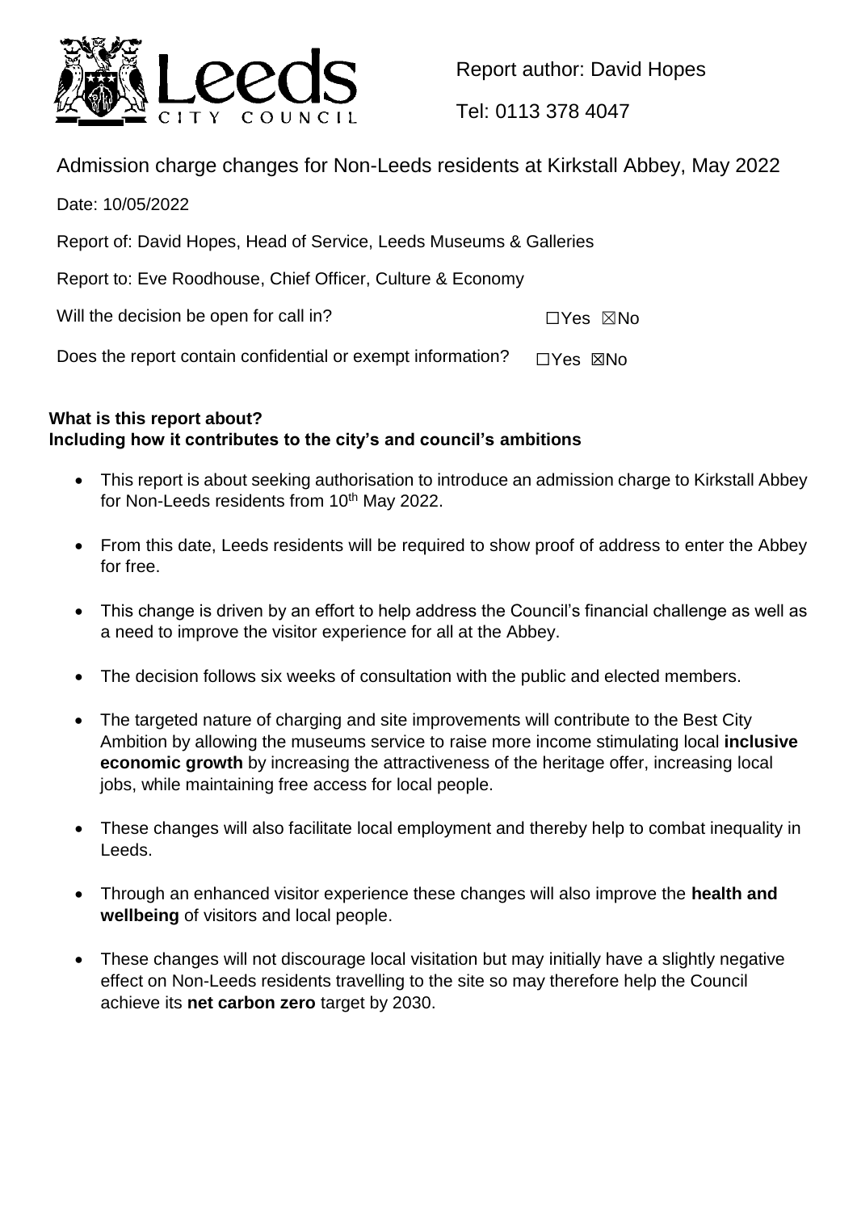Report author: David Hopes

Tel: 0113 378 4047

# Admission charge changes for Non-Leeds residents at Kirkstall Abbey, May 2022

Date: 10/05/2022

Report of: David Hopes, Head of Service, Leeds Museums & Galleries

Report to: Eve Roodhouse, Chief Officer, Culture & Economy

Will the decision be open for call in? ☐Yes ☒No

Does the report contain confidential or exempt information? ☐Yes ☒No

**What is this report about?**
**Including how it contributes to the city's and council's ambitions**

- This report is about seeking authorisation to introduce an admission charge to Kirkstall Abbey for Non-Leeds residents from 10th May 2022.
- From this date, Leeds residents will be required to show proof of address to enter the Abbey for free.
- This change is driven by an effort to help address the Council's financial challenge as well as a need to improve the visitor experience for all at the Abbey.
- The decision follows six weeks of consultation with the public and elected members.
- The targeted nature of charging and site improvements will contribute to the Best City Ambition by allowing the museums service to raise more income stimulating local **inclusive economic growth** by increasing the attractiveness of the heritage offer, increasing local jobs, while maintaining free access for local people.
- These changes will also facilitate local employment and thereby help to combat inequality in Leeds.
- Through an enhanced visitor experience these changes will also improve the **health and wellbeing** of visitors and local people.
- These changes will not discourage local visitation but may initially have a slightly negative effect on Non-Leeds residents travelling to the site so may therefore help the Council achieve its **net carbon zero** target by 2030.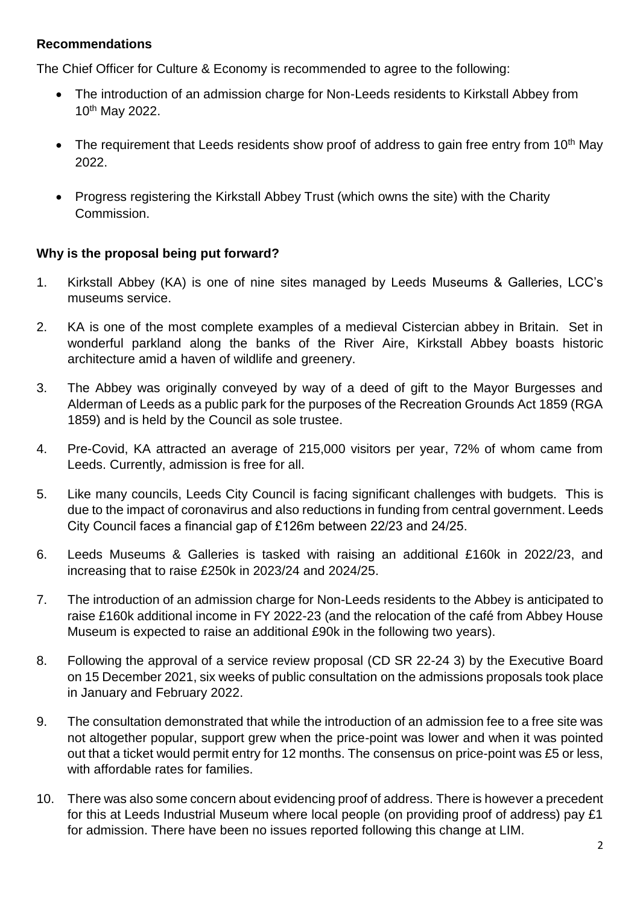**Recommendations**

The Chief Officer for Culture & Economy is recommended to agree to the following:

- The introduction of an admission charge for Non-Leeds residents to Kirkstall Abbey from 10th May 2022.
- The requirement that Leeds residents show proof of address to gain free entry from 10th May 2022.
- Progress registering the Kirkstall Abbey Trust (which owns the site) with the Charity Commission.

**Why is the proposal being put forward?**

1. Kirkstall Abbey (KA) is one of nine sites managed by Leeds Museums & Galleries, LCC's museums service.

2. KA is one of the most complete examples of a medieval Cistercian abbey in Britain. Set in wonderful parkland along the banks of the River Aire, Kirkstall Abbey boasts historic architecture amid a haven of wildlife and greenery.

3. The Abbey was originally conveyed by way of a deed of gift to the Mayor Burgesses and Alderman of Leeds as a public park for the purposes of the Recreation Grounds Act 1859 (RGA 1859) and is held by the Council as sole trustee.

4. Pre-Covid, KA attracted an average of 215,000 visitors per year, 72% of whom came from Leeds. Currently, admission is free for all.

5. Like many councils, Leeds City Council is facing significant challenges with budgets. This is due to the impact of coronavirus and also reductions in funding from central government. Leeds City Council faces a financial gap of £126m between 22/23 and 24/25.

6. Leeds Museums & Galleries is tasked with raising an additional £160k in 2022/23, and increasing that to raise £250k in 2023/24 and 2024/25.

7. The introduction of an admission charge for Non-Leeds residents to the Abbey is anticipated to raise £160k additional income in FY 2022-23 (and the relocation of the café from Abbey House Museum is expected to raise an additional £90k in the following two years).

8. Following the approval of a service review proposal (CD SR 22-24 3) by the Executive Board on 15 December 2021, six weeks of public consultation on the admissions proposals took place in January and February 2022.

9. The consultation demonstrated that while the introduction of an admission fee to a free site was not altogether popular, support grew when the price-point was lower and when it was pointed out that a ticket would permit entry for 12 months. The consensus on price-point was £5 or less, with affordable rates for families.

10. There was also some concern about evidencing proof of address. There is however a precedent for this at Leeds Industrial Museum where local people (on providing proof of address) pay £1 for admission. There have been no issues reported following this change at LIM.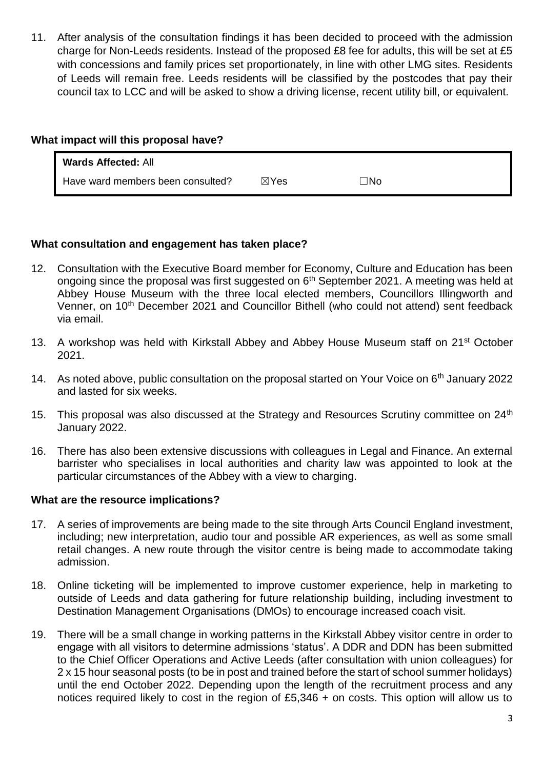11. After analysis of the consultation findings it has been decided to proceed with the admission charge for Non-Leeds residents. Instead of the proposed £8 fee for adults, this will be set at £5 with concessions and family prices set proportionately, in line with other LMG sites. Residents of Leeds will remain free. Leeds residents will be classified by the postcodes that pay their council tax to LCC and will be asked to show a driving license, recent utility bill, or equivalent.

**What impact will this proposal have?**

| **Wards Affected:** All | | |
|---|---|---|
| Have ward members been consulted? | ☒Yes | ☐No |

**What consultation and engagement has taken place?**

12. Consultation with the Executive Board member for Economy, Culture and Education has been ongoing since the proposal was first suggested on 6th September 2021. A meeting was held at Abbey House Museum with the three local elected members, Councillors Illingworth and Venner, on 10th December 2021 and Councillor Bithell (who could not attend) sent feedback via email.

13. A workshop was held with Kirkstall Abbey and Abbey House Museum staff on 21st October 2021.

14. As noted above, public consultation on the proposal started on Your Voice on 6th January 2022 and lasted for six weeks.

15. This proposal was also discussed at the Strategy and Resources Scrutiny committee on 24th January 2022.

16. There has also been extensive discussions with colleagues in Legal and Finance. An external barrister who specialises in local authorities and charity law was appointed to look at the particular circumstances of the Abbey with a view to charging.

**What are the resource implications?**

17. A series of improvements are being made to the site through Arts Council England investment, including; new interpretation, audio tour and possible AR experiences, as well as some small retail changes. A new route through the visitor centre is being made to accommodate taking admission.

18. Online ticketing will be implemented to improve customer experience, help in marketing to outside of Leeds and data gathering for future relationship building, including investment to Destination Management Organisations (DMOs) to encourage increased coach visit.

19. There will be a small change in working patterns in the Kirkstall Abbey visitor centre in order to engage with all visitors to determine admissions 'status'. A DDR and DDN has been submitted to the Chief Officer Operations and Active Leeds (after consultation with union colleagues) for 2 x 15 hour seasonal posts (to be in post and trained before the start of school summer holidays) until the end October 2022. Depending upon the length of the recruitment process and any notices required likely to cost in the region of £5,346 + on costs. This option will allow us to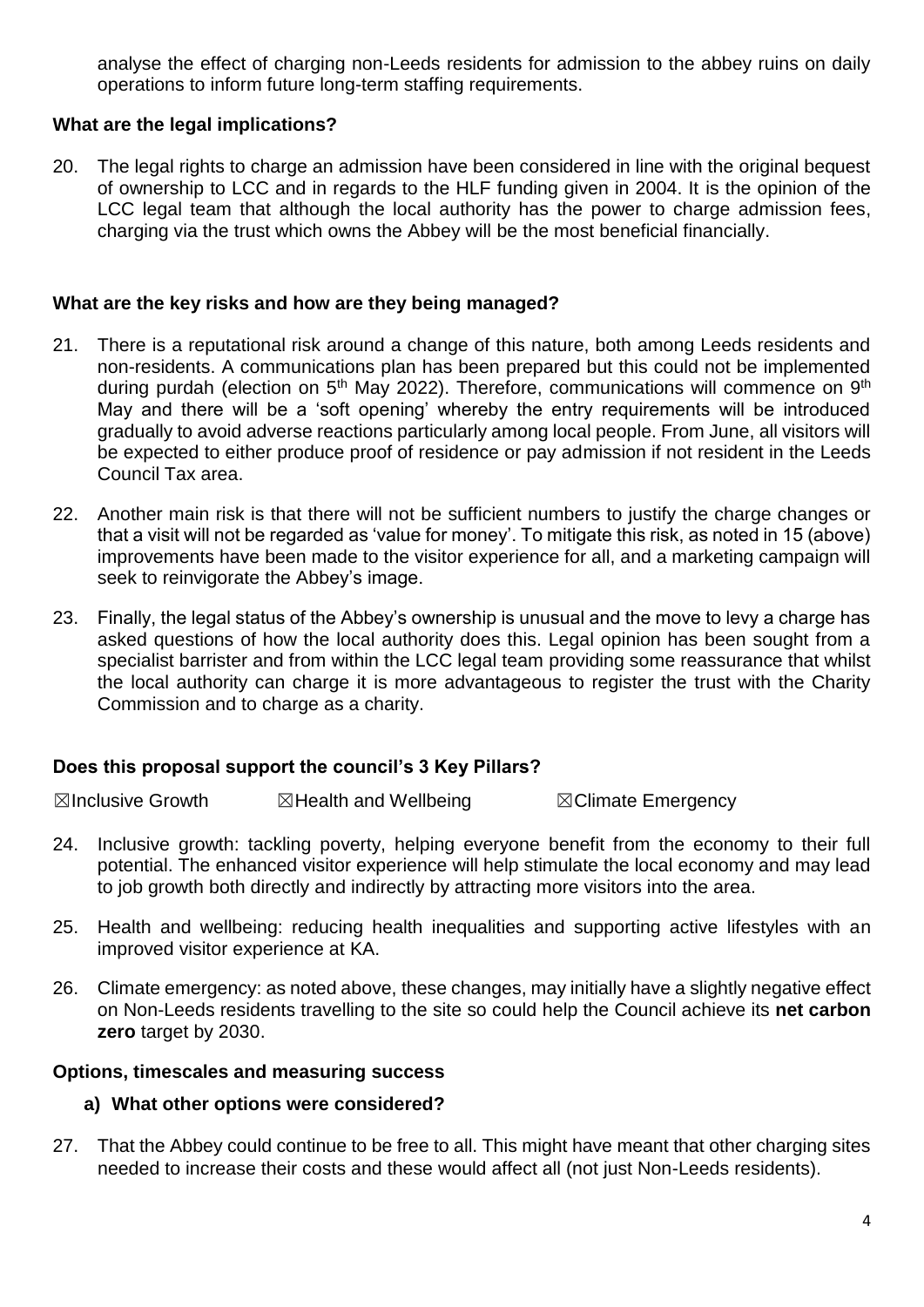analyse the effect of charging non-Leeds residents for admission to the abbey ruins on daily operations to inform future long-term staffing requirements.

### What are the legal implications?

20. The legal rights to charge an admission have been considered in line with the original bequest of ownership to LCC and in regards to the HLF funding given in 2004. It is the opinion of the LCC legal team that although the local authority has the power to charge admission fees, charging via the trust which owns the Abbey will be the most beneficial financially.

### What are the key risks and how are they being managed?

21. There is a reputational risk around a change of this nature, both among Leeds residents and non-residents. A communications plan has been prepared but this could not be implemented during purdah (election on 5th May 2022). Therefore, communications will commence on 9th May and there will be a 'soft opening' whereby the entry requirements will be introduced gradually to avoid adverse reactions particularly among local people. From June, all visitors will be expected to either produce proof of residence or pay admission if not resident in the Leeds Council Tax area.

22. Another main risk is that there will not be sufficient numbers to justify the charge changes or that a visit will not be regarded as 'value for money'. To mitigate this risk, as noted in 15 (above) improvements have been made to the visitor experience for all, and a marketing campaign will seek to reinvigorate the Abbey's image.

23. Finally, the legal status of the Abbey's ownership is unusual and the move to levy a charge has asked questions of how the local authority does this. Legal opinion has been sought from a specialist barrister and from within the LCC legal team providing some reassurance that whilst the local authority can charge it is more advantageous to register the trust with the Charity Commission and to charge as a charity.

### Does this proposal support the council's 3 Key Pillars?

☒Inclusive Growth ☒Health and Wellbeing ☒Climate Emergency

24. Inclusive growth: tackling poverty, helping everyone benefit from the economy to their full potential. The enhanced visitor experience will help stimulate the local economy and may lead to job growth both directly and indirectly by attracting more visitors into the area.

25. Health and wellbeing: reducing health inequalities and supporting active lifestyles with an improved visitor experience at KA.

26. Climate emergency: as noted above, these changes, may initially have a slightly negative effect on Non-Leeds residents travelling to the site so could help the Council achieve its **net carbon zero** target by 2030.

### Options, timescales and measuring success

#### a) What other options were considered?

27. That the Abbey could continue to be free to all. This might have meant that other charging sites needed to increase their costs and these would affect all (not just Non-Leeds residents).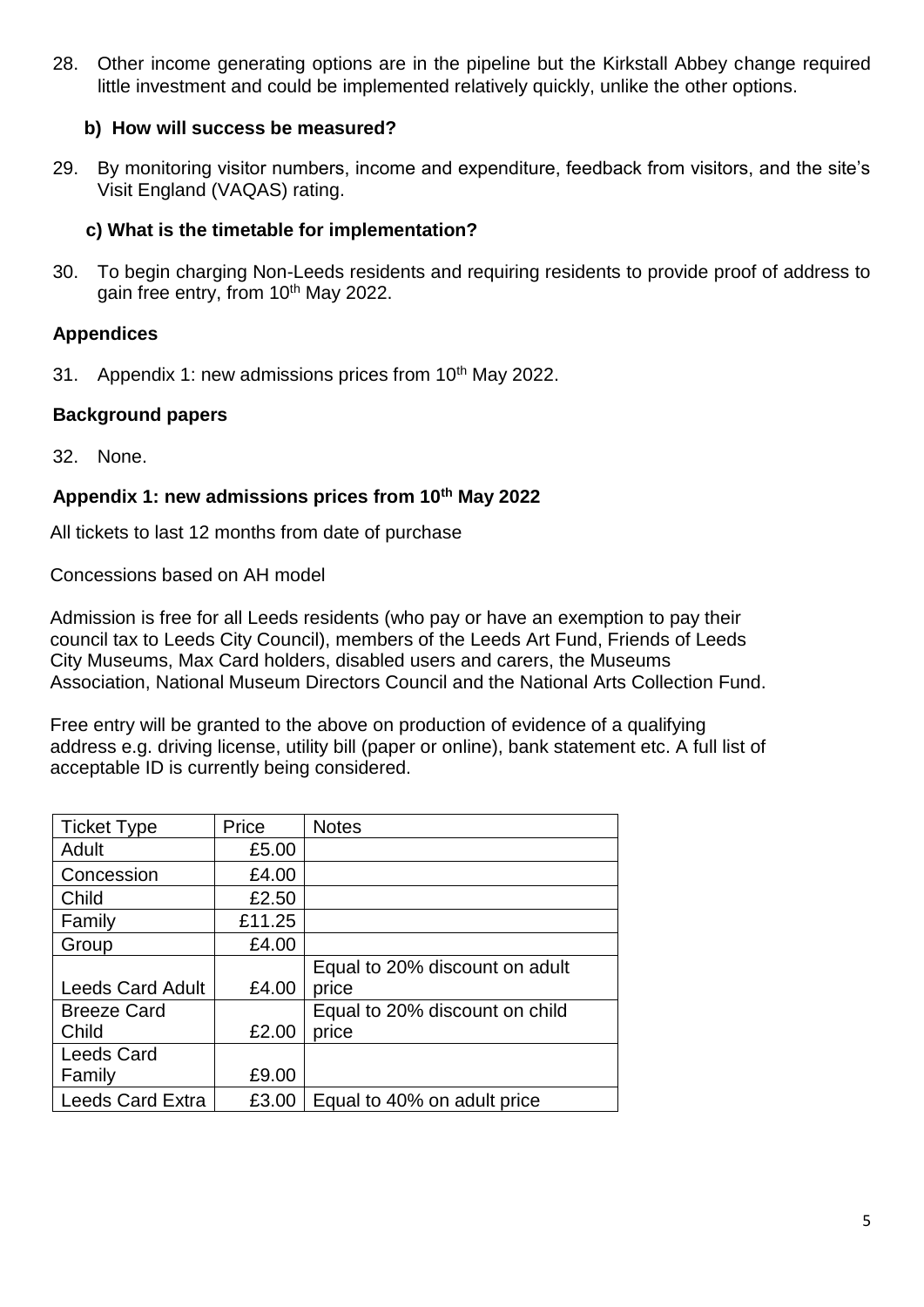28. Other income generating options are in the pipeline but the Kirkstall Abbey change required little investment and could be implemented relatively quickly, unlike the other options.

### b) How will success be measured?

29. By monitoring visitor numbers, income and expenditure, feedback from visitors, and the site's Visit England (VAQAS) rating.

### c) What is the timetable for implementation?

30. To begin charging Non-Leeds residents and requiring residents to provide proof of address to gain free entry, from 10th May 2022.

## Appendices

31. Appendix 1: new admissions prices from 10th May 2022.

## Background papers

32. None.

## Appendix 1: new admissions prices from 10th May 2022

All tickets to last 12 months from date of purchase

Concessions based on AH model

Admission is free for all Leeds residents (who pay or have an exemption to pay their council tax to Leeds City Council), members of the Leeds Art Fund, Friends of Leeds City Museums, Max Card holders, disabled users and carers, the Museums Association, National Museum Directors Council and the National Arts Collection Fund.

Free entry will be granted to the above on production of evidence of a qualifying address e.g. driving license, utility bill (paper or online), bank statement etc. A full list of acceptable ID is currently being considered.

| Ticket Type | Price | Notes |
|---|---|---|
| Adult | £5.00 | |
| Concession | £4.00 | |
| Child | £2.50 | |
| Family | £11.25 | |
| Group | £4.00 | |
| Leeds Card Adult | £4.00 | Equal to 20% discount on adult price |
| Breeze Card Child | £2.00 | Equal to 20% discount on child price |
| Leeds Card Family | £9.00 | |
| Leeds Card Extra | £3.00 | Equal to 40% on adult price |